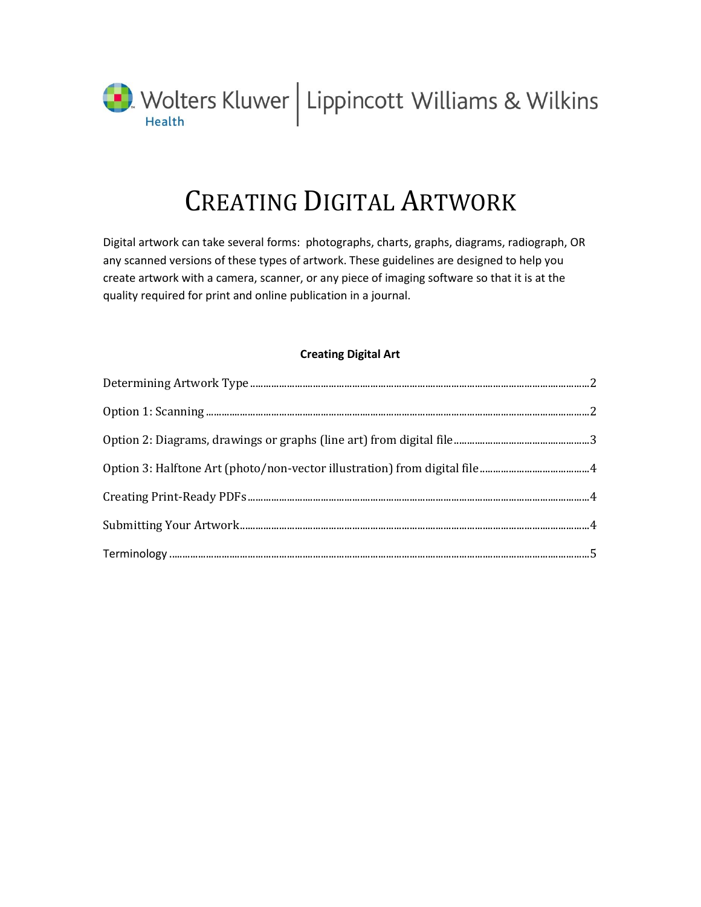Wolters Kluwer Health | Lippincott Williams & Wilkins

# CREATING DIGITAL ARTWORK

Digital artwork can take several forms: photographs, charts, graphs, diagrams, radiograph, OR any scanned versions of these types of artwork. These guidelines are designed to help you create artwork with a camera, scanner, or any piece of imaging software so that it is at the quality required for print and online publication in a journal.

**Creating Digital Art**

Determining Artwork Type ........ 2

Option 1: Scanning ........ 2

Option 2: Diagrams, drawings or graphs (line art) from digital file ........ 3

Option 3: Halftone Art (photo/non-vector illustration) from digital file ........ 4

Creating Print-Ready PDFs ........ 4

Submitting Your Artwork ........ 4

Terminology ........ 5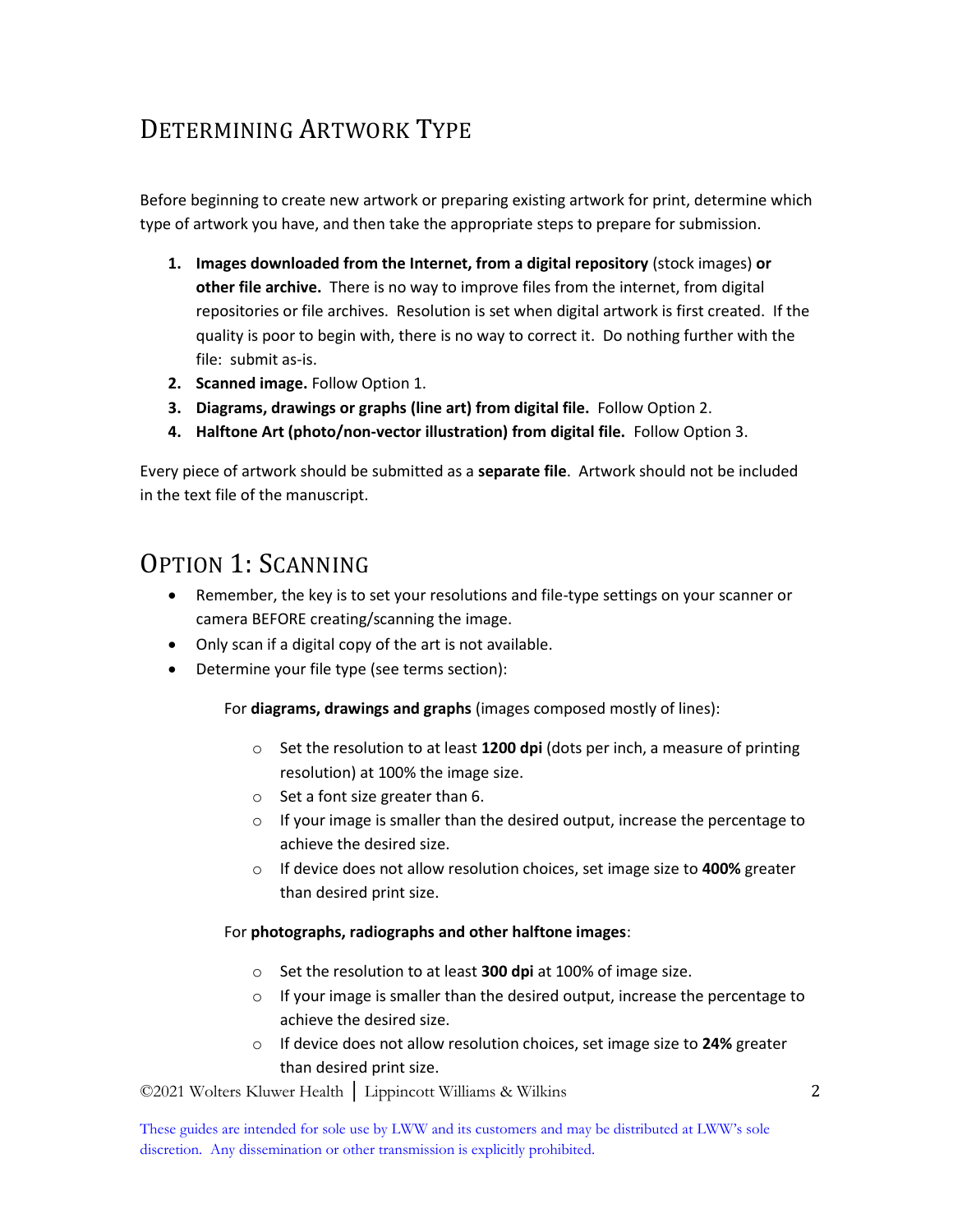## Determining Artwork Type

Before beginning to create new artwork or preparing existing artwork for print, determine which type of artwork you have, and then take the appropriate steps to prepare for submission.

1. **Images downloaded from the Internet, from a digital repository** (stock images) **or other file archive.** There is no way to improve files from the internet, from digital repositories or file archives. Resolution is set when digital artwork is first created. If the quality is poor to begin with, there is no way to correct it. Do nothing further with the file: submit as-is.
2. **Scanned image.** Follow Option 1.
3. **Diagrams, drawings or graphs (line art) from digital file.** Follow Option 2.
4. **Halftone Art (photo/non-vector illustration) from digital file.** Follow Option 3.

Every piece of artwork should be submitted as a **separate file**. Artwork should not be included in the text file of the manuscript.

## Option 1: Scanning

- Remember, the key is to set your resolutions and file-type settings on your scanner or camera BEFORE creating/scanning the image.
- Only scan if a digital copy of the art is not available.
- Determine your file type (see terms section):

For **diagrams, drawings and graphs** (images composed mostly of lines):

- Set the resolution to at least **1200 dpi** (dots per inch, a measure of printing resolution) at 100% the image size.
- Set a font size greater than 6.
- If your image is smaller than the desired output, increase the percentage to achieve the desired size.
- If device does not allow resolution choices, set image size to **400%** greater than desired print size.

For **photographs, radiographs and other halftone images**:

- Set the resolution to at least **300 dpi** at 100% of image size.
- If your image is smaller than the desired output, increase the percentage to achieve the desired size.
- If device does not allow resolution choices, set image size to **24%** greater than desired print size.

©2021 Wolters Kluwer Health | Lippincott Williams & Wilkins

These guides are intended for sole use by LWW and its customers and may be distributed at LWW's sole discretion. Any dissemination or other transmission is explicitly prohibited.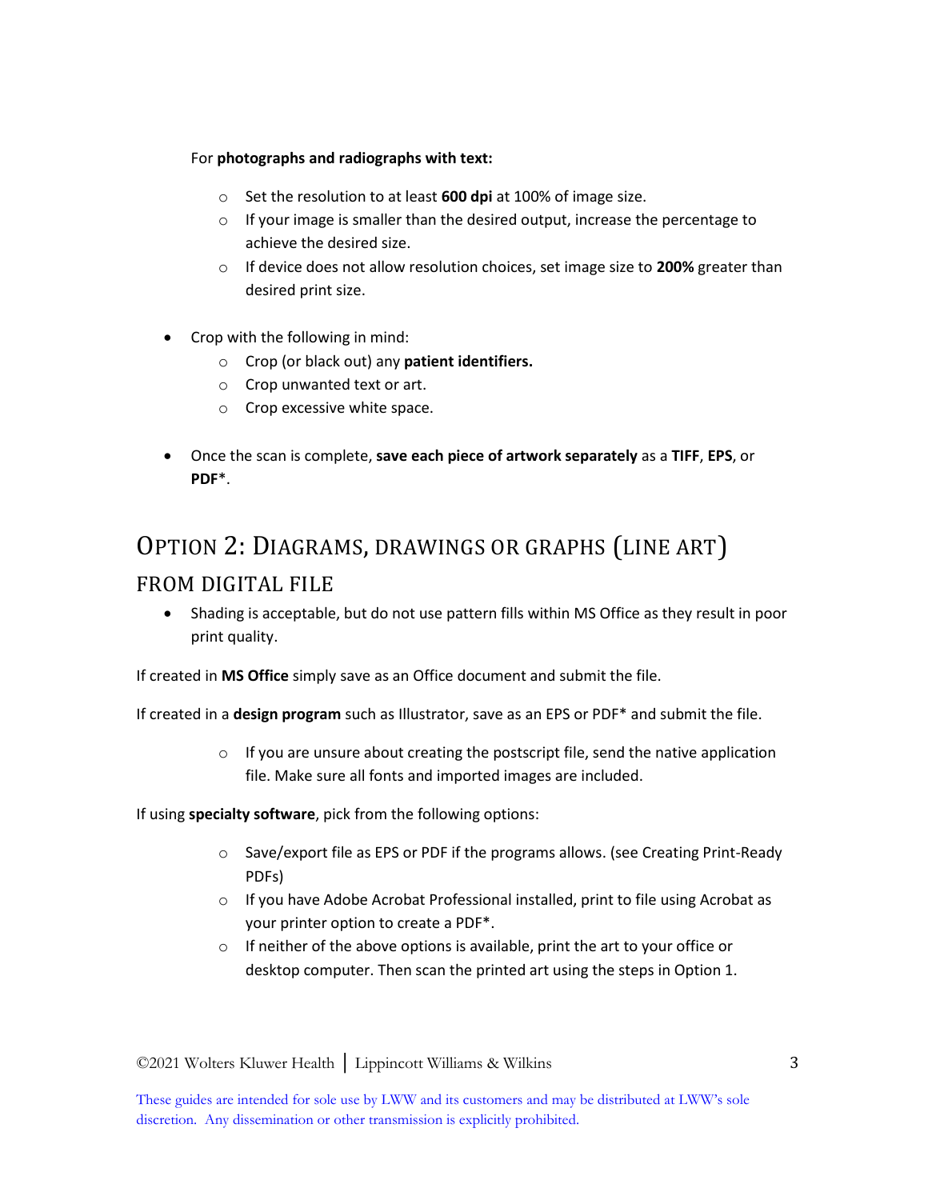For **photographs and radiographs with text:**

- Set the resolution to at least **600 dpi** at 100% of image size.
- If your image is smaller than the desired output, increase the percentage to achieve the desired size.
- If device does not allow resolution choices, set image size to **200%** greater than desired print size.

- Crop with the following in mind:
  - Crop (or black out) any **patient identifiers.**
  - Crop unwanted text or art.
  - Crop excessive white space.

- Once the scan is complete, **save each piece of artwork separately** as a **TIFF**, **EPS**, or **PDF***.

## OPTION 2: DIAGRAMS, DRAWINGS OR GRAPHS (LINE ART)

### FROM DIGITAL FILE

- Shading is acceptable, but do not use pattern fills within MS Office as they result in poor print quality.

If created in **MS Office** simply save as an Office document and submit the file.

If created in a **design program** such as Illustrator, save as an EPS or PDF* and submit the file.

- If you are unsure about creating the postscript file, send the native application file. Make sure all fonts and imported images are included.

If using **specialty software**, pick from the following options:

- Save/export file as EPS or PDF if the programs allows. (see Creating Print-Ready PDFs)
- If you have Adobe Acrobat Professional installed, print to file using Acrobat as your printer option to create a PDF*.
- If neither of the above options is available, print the art to your office or desktop computer. Then scan the printed art using the steps in Option 1.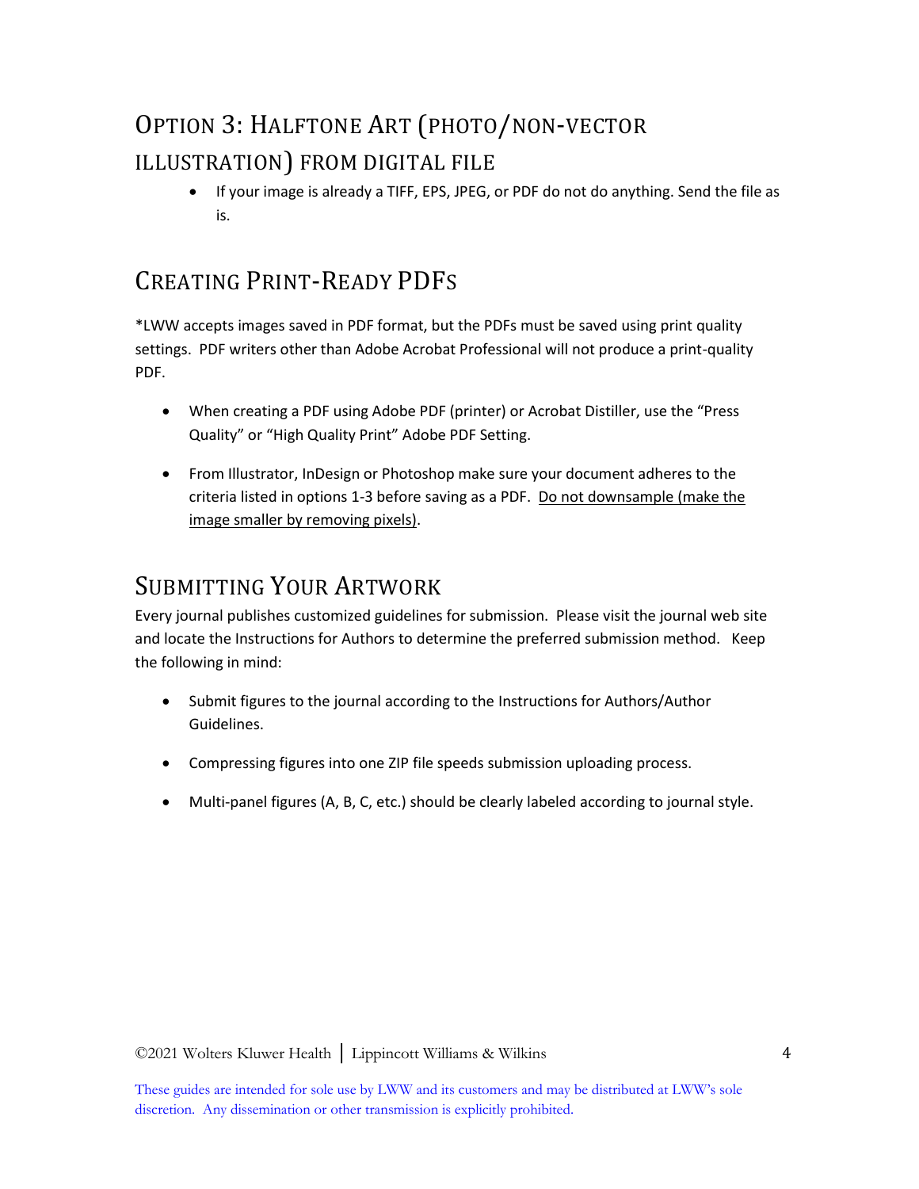## Option 3: Halftone Art (photo/non-vector illustration) from digital file

- If your image is already a TIFF, EPS, JPEG, or PDF do not do anything. Send the file as is.

## Creating Print-Ready PDFs

*LWW accepts images saved in PDF format, but the PDFs must be saved using print quality settings. PDF writers other than Adobe Acrobat Professional will not produce a print-quality PDF.

- When creating a PDF using Adobe PDF (printer) or Acrobat Distiller, use the “Press Quality” or “High Quality Print” Adobe PDF Setting.
- From Illustrator, InDesign or Photoshop make sure your document adheres to the criteria listed in options 1-3 before saving as a PDF. <u>Do not downsample (make the image smaller by removing pixels)</u>.

## Submitting Your Artwork

Every journal publishes customized guidelines for submission. Please visit the journal web site and locate the Instructions for Authors to determine the preferred submission method. Keep the following in mind:

- Submit figures to the journal according to the Instructions for Authors/Author Guidelines.
- Compressing figures into one ZIP file speeds submission uploading process.
- Multi-panel figures (A, B, C, etc.) should be clearly labeled according to journal style.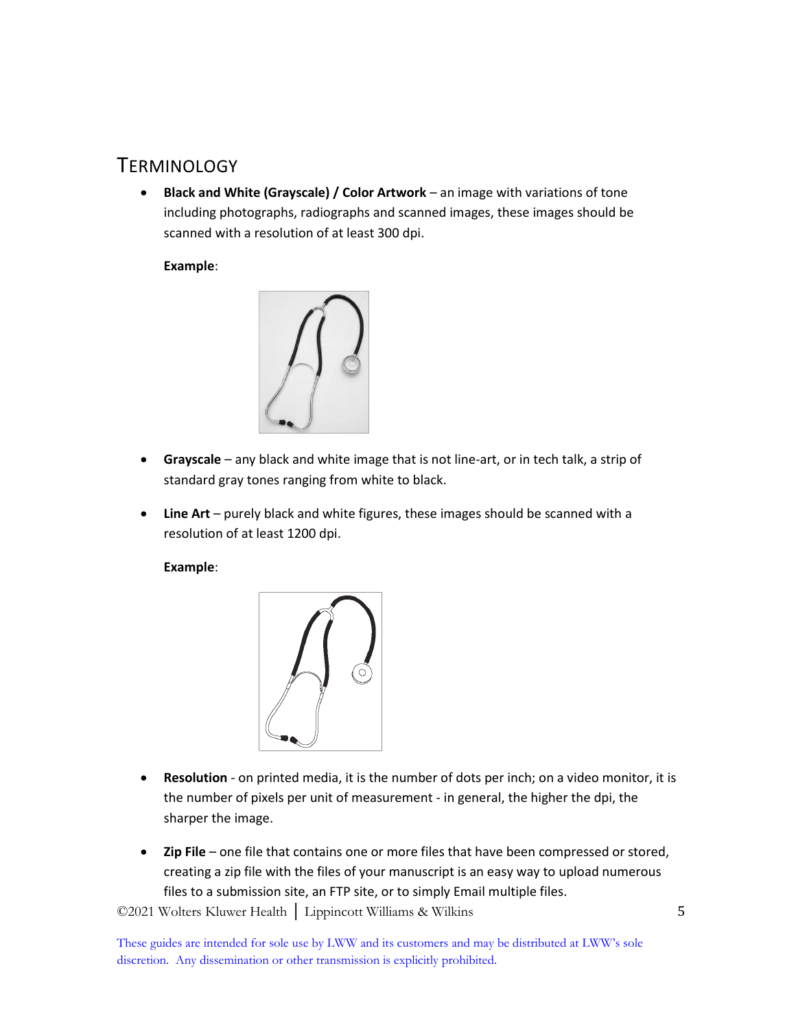## TERMINOLOGY

- **Black and White (Grayscale) / Color Artwork** – an image with variations of tone including photographs, radiographs and scanned images, these images should be scanned with a resolution of at least 300 dpi.

  **Example**:

- **Grayscale** – any black and white image that is not line-art, or in tech talk, a strip of standard gray tones ranging from white to black.

- **Line Art** – purely black and white figures, these images should be scanned with a resolution of at least 1200 dpi.

  **Example**:

- **Resolution** - on printed media, it is the number of dots per inch; on a video monitor, it is the number of pixels per unit of measurement - in general, the higher the dpi, the sharper the image.

- **Zip File** – one file that contains one or more files that have been compressed or stored, creating a zip file with the files of your manuscript is an easy way to upload numerous files to a submission site, an FTP site, or to simply Email multiple files.

These guides are intended for sole use by LWW and its customers and may be distributed at LWW's sole discretion. Any dissemination or other transmission is explicitly prohibited.